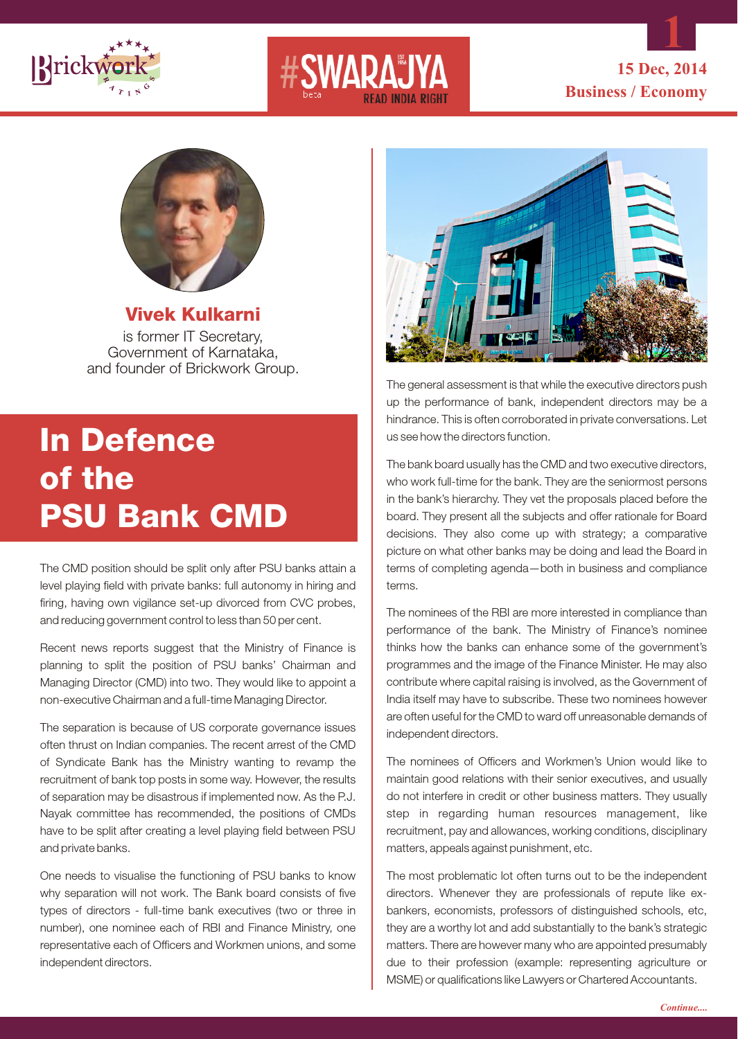15 Dec, 2014
**Business / Economy**

**Vivek Kulkarni**
is former IT Secretary, Government of Karnataka, and founder of Brickwork Group.

# In Defence of the PSU Bank CMD

The CMD position should be split only after PSU banks attain a level playing field with private banks: full autonomy in hiring and firing, having own vigilance set-up divorced from CVC probes, and reducing government control to less than 50 per cent.

Recent news reports suggest that the Ministry of Finance is planning to split the position of PSU banks' Chairman and Managing Director (CMD) into two. They would like to appoint a non-executive Chairman and a full-time Managing Director.

The separation is because of US corporate governance issues often thrust on Indian companies. The recent arrest of the CMD of Syndicate Bank has the Ministry wanting to revamp the recruitment of bank top posts in some way. However, the results of separation may be disastrous if implemented now. As the P.J. Nayak committee has recommended, the positions of CMDs have to be split after creating a level playing field between PSU and private banks.

One needs to visualise the functioning of PSU banks to know why separation will not work. The Bank board consists of five types of directors - full-time bank executives (two or three in number), one nominee each of RBI and Finance Ministry, one representative each of Officers and Workmen unions, and some independent directors.

The general assessment is that while the executive directors push up the performance of bank, independent directors may be a hindrance. This is often corroborated in private conversations. Let us see how the directors function.

The bank board usually has the CMD and two executive directors, who work full-time for the bank. They are the seniormost persons in the bank's hierarchy. They vet the proposals placed before the board. They present all the subjects and offer rationale for Board decisions. They also come up with strategy; a comparative picture on what other banks may be doing and lead the Board in terms of completing agenda—both in business and compliance terms.

The nominees of the RBI are more interested in compliance than performance of the bank. The Ministry of Finance's nominee thinks how the banks can enhance some of the government's programmes and the image of the Finance Minister. He may also contribute where capital raising is involved, as the Government of India itself may have to subscribe. These two nominees however are often useful for the CMD to ward off unreasonable demands of independent directors.

The nominees of Officers and Workmen's Union would like to maintain good relations with their senior executives, and usually do not interfere in credit or other business matters. They usually step in regarding human resources management, like recruitment, pay and allowances, working conditions, disciplinary matters, appeals against punishment, etc.

The most problematic lot often turns out to be the independent directors. Whenever they are professionals of repute like ex-bankers, economists, professors of distinguished schools, etc, they are a worthy lot and add substantially to the bank's strategic matters. There are however many who are appointed presumably due to their profession (example: representing agriculture or MSME) or qualifications like Lawyers or Chartered Accountants.

*Continue....*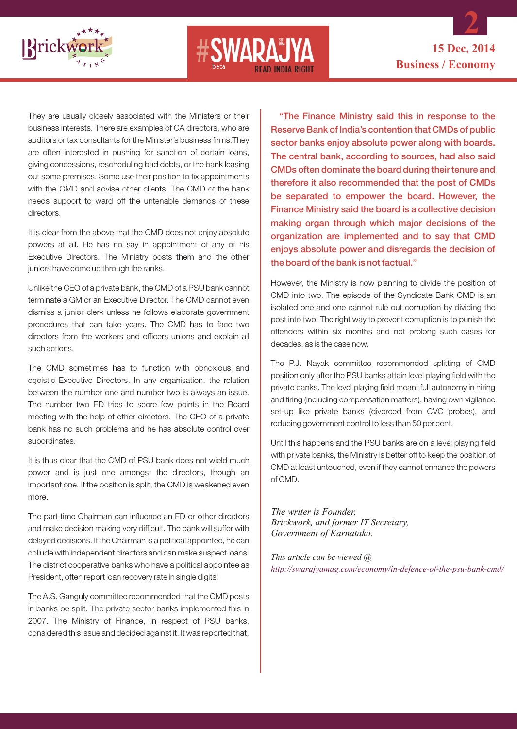They are usually closely associated with the Ministers or their business interests. There are examples of CA directors, who are auditors or tax consultants for the Minister's business firms.They are often interested in pushing for sanction of certain loans, giving concessions, rescheduling bad debts, or the bank leasing out some premises. Some use their position to fix appointments with the CMD and advise other clients. The CMD of the bank needs support to ward off the untenable demands of these directors.

It is clear from the above that the CMD does not enjoy absolute powers at all. He has no say in appointment of any of his Executive Directors. The Ministry posts them and the other juniors have come up through the ranks.

Unlike the CEO of a private bank, the CMD of a PSU bank cannot terminate a GM or an Executive Director. The CMD cannot even dismiss a junior clerk unless he follows elaborate government procedures that can take years. The CMD has to face two directors from the workers and officers unions and explain all such actions.

The CMD sometimes has to function with obnoxious and egoistic Executive Directors. In any organisation, the relation between the number one and number two is always an issue. The number two ED tries to score few points in the Board meeting with the help of other directors. The CEO of a private bank has no such problems and he has absolute control over subordinates.

It is thus clear that the CMD of PSU bank does not wield much power and is just one amongst the directors, though an important one. If the position is split, the CMD is weakened even more.

The part time Chairman can influence an ED or other directors and make decision making very difficult. The bank will suffer with delayed decisions. If the Chairman is a political appointee, he can collude with independent directors and can make suspect loans. The district cooperative banks who have a political appointee as President, often report loan recovery rate in single digits!

The A.S. Ganguly committee recommended that the CMD posts in banks be split. The private sector banks implemented this in 2007. The Ministry of Finance, in respect of PSU banks, considered this issue and decided against it. It was reported that,

"The Finance Ministry said this in response to the Reserve Bank of India's contention that CMDs of public sector banks enjoy absolute power along with boards. The central bank, according to sources, had also said CMDs often dominate the board during their tenure and therefore it also recommended that the post of CMDs be separated to empower the board. However, the Finance Ministry said the board is a collective decision making organ through which major decisions of the organization are implemented and to say that CMD enjoys absolute power and disregards the decision of the board of the bank is not factual."

However, the Ministry is now planning to divide the position of CMD into two. The episode of the Syndicate Bank CMD is an isolated one and one cannot rule out corruption by dividing the post into two. The right way to prevent corruption is to punish the offenders within six months and not prolong such cases for decades, as is the case now.

The P.J. Nayak committee recommended splitting of CMD position only after the PSU banks attain level playing field with the private banks. The level playing field meant full autonomy in hiring and firing (including compensation matters), having own vigilance set-up like private banks (divorced from CVC probes), and reducing government control to less than 50 per cent.

Until this happens and the PSU banks are on a level playing field with private banks, the Ministry is better off to keep the position of CMD at least untouched, even if they cannot enhance the powers of CMD.

*The writer is Founder,*
*Brickwork, and former IT Secretary,*
*Government of Karnataka.*

*This article can be viewed @*
*http://swarajyamag.com/economy/in-defence-of-the-psu-bank-cmd/*